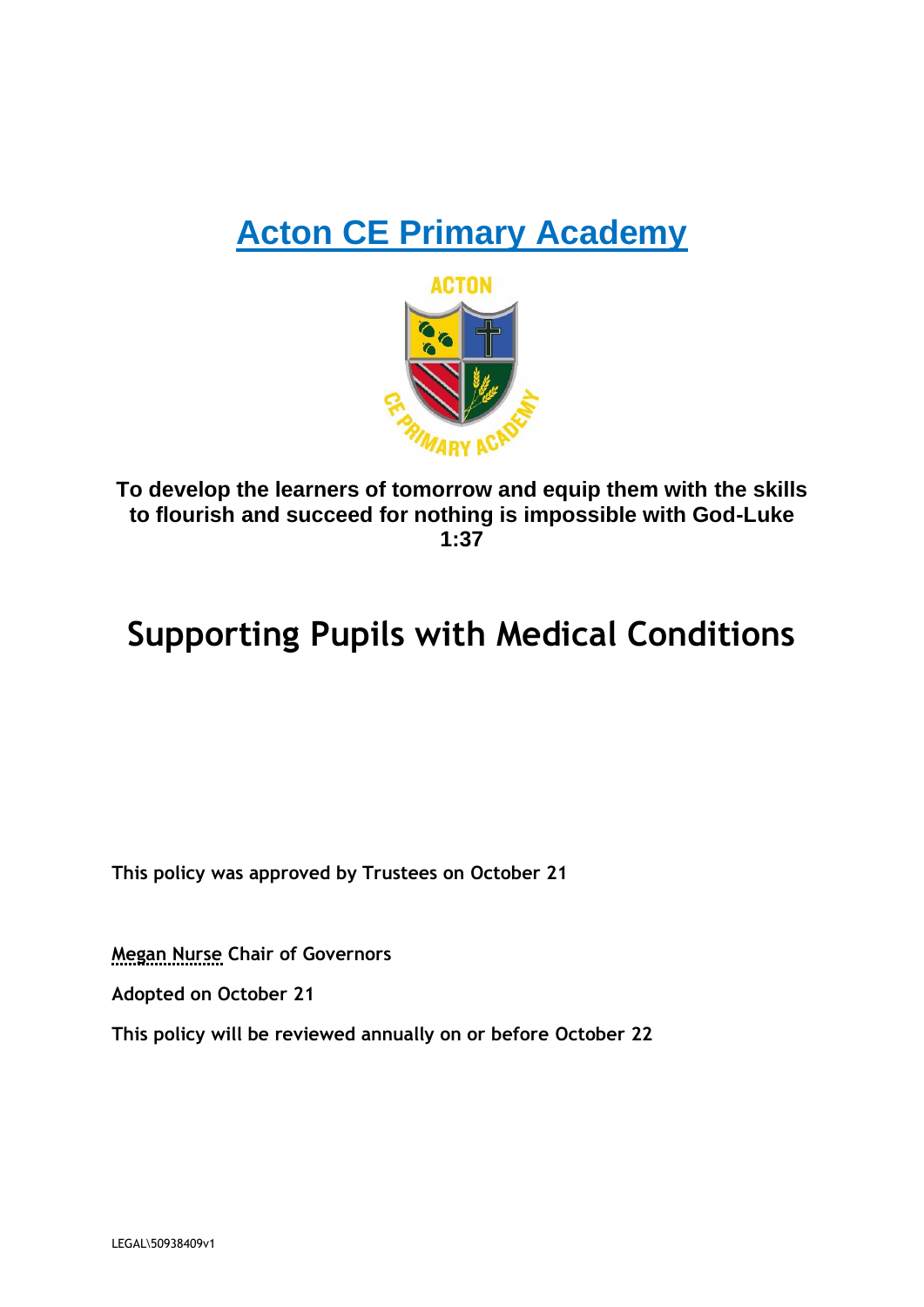# Acton CE Primary Academy

**To develop the learners of tomorrow and equip them with the skills to flourish and succeed for nothing is impossible with God-Luke 1:37**

# Supporting Pupils with Medical Conditions

**This policy was approved by Trustees on October 21**

**Megan Nurse Chair of Governors**

**Adopted on October 21**

**This policy will be reviewed annually on or before October 22**

LEGAL\50938409v1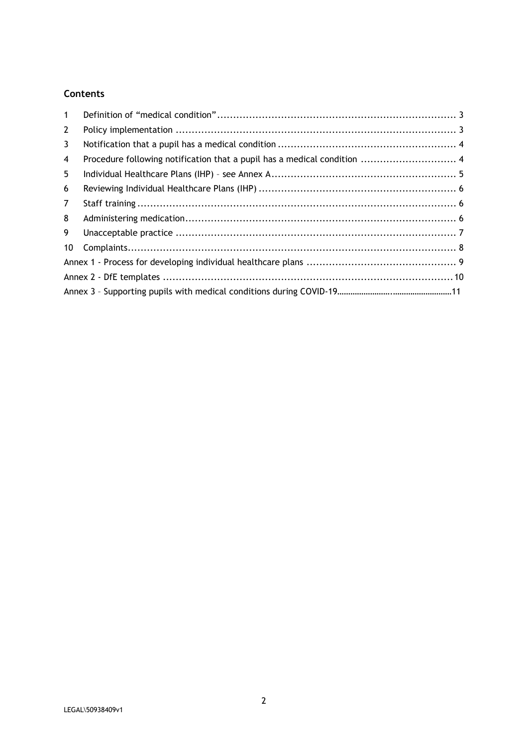## Contents

| | | |
|---|---|---|
| 1 | Definition of "medical condition" | 3 |
| 2 | Policy implementation | 3 |
| 3 | Notification that a pupil has a medical condition | 4 |
| 4 | Procedure following notification that a pupil has a medical condition | 4 |
| 5 | Individual Healthcare Plans (IHP) – see Annex A | 5 |
| 6 | Reviewing Individual Healthcare Plans (IHP) | 6 |
| 7 | Staff training | 6 |
| 8 | Administering medication | 6 |
| 9 | Unacceptable practice | 7 |
| 10 | Complaints | 8 |
| | Annex 1 - Process for developing individual healthcare plans | 9 |
| | Annex 2 - DfE templates | 10 |
| | Annex 3 – Supporting pupils with medical conditions during COVID-19 | 11 |

LEGAL\50938409v1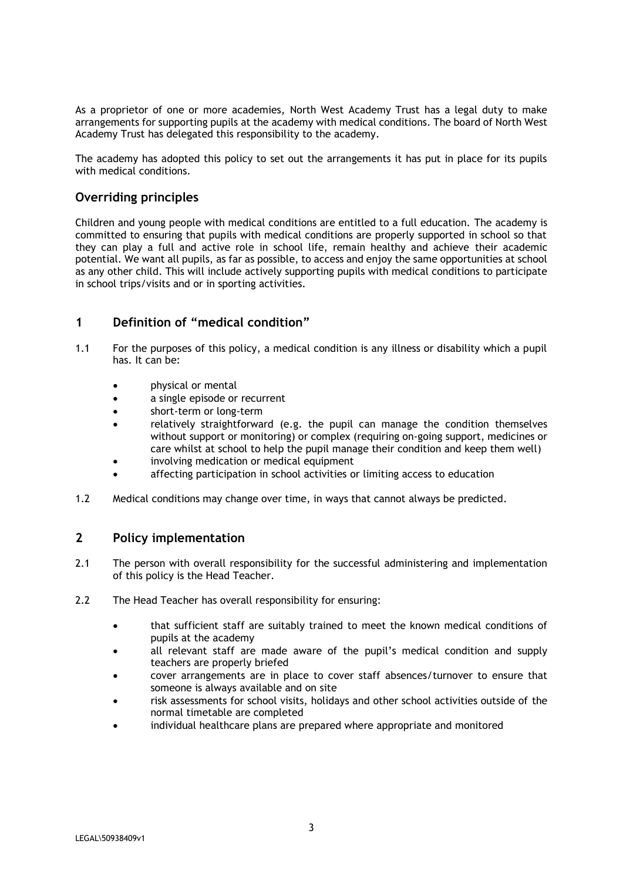As a proprietor of one or more academies, North West Academy Trust has a legal duty to make arrangements for supporting pupils at the academy with medical conditions. The board of North West Academy Trust has delegated this responsibility to the academy.

The academy has adopted this policy to set out the arrangements it has put in place for its pupils with medical conditions.

## Overriding principles

Children and young people with medical conditions are entitled to a full education. The academy is committed to ensuring that pupils with medical conditions are properly supported in school so that they can play a full and active role in school life, remain healthy and achieve their academic potential. We want all pupils, as far as possible, to access and enjoy the same opportunities at school as any other child. This will include actively supporting pupils with medical conditions to participate in school trips/visits and or in sporting activities.

## 1 Definition of "medical condition"

1.1 For the purposes of this policy, a medical condition is any illness or disability which a pupil has. It can be:

- physical or mental
- a single episode or recurrent
- short-term or long-term
- relatively straightforward (e.g. the pupil can manage the condition themselves without support or monitoring) or complex (requiring on-going support, medicines or care whilst at school to help the pupil manage their condition and keep them well)
- involving medication or medical equipment
- affecting participation in school activities or limiting access to education

1.2 Medical conditions may change over time, in ways that cannot always be predicted.

## 2 Policy implementation

2.1 The person with overall responsibility for the successful administering and implementation of this policy is the Head Teacher.

2.2 The Head Teacher has overall responsibility for ensuring:

- that sufficient staff are suitably trained to meet the known medical conditions of pupils at the academy
- all relevant staff are made aware of the pupil's medical condition and supply teachers are properly briefed
- cover arrangements are in place to cover staff absences/turnover to ensure that someone is always available and on site
- risk assessments for school visits, holidays and other school activities outside of the normal timetable are completed
- individual healthcare plans are prepared where appropriate and monitored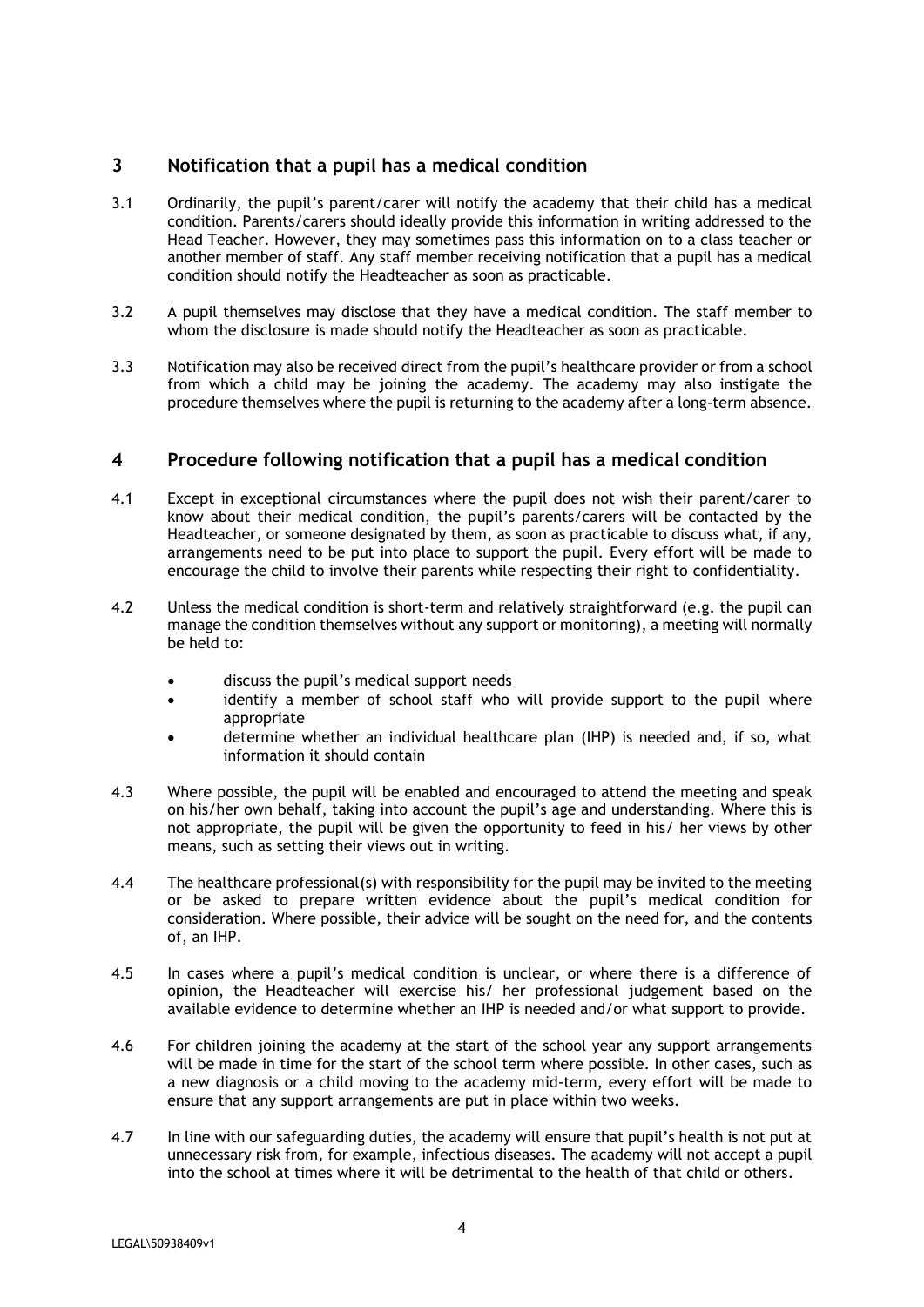## 3 Notification that a pupil has a medical condition

3.1 Ordinarily, the pupil's parent/carer will notify the academy that their child has a medical condition. Parents/carers should ideally provide this information in writing addressed to the Head Teacher. However, they may sometimes pass this information on to a class teacher or another member of staff. Any staff member receiving notification that a pupil has a medical condition should notify the Headteacher as soon as practicable.

3.2 A pupil themselves may disclose that they have a medical condition. The staff member to whom the disclosure is made should notify the Headteacher as soon as practicable.

3.3 Notification may also be received direct from the pupil's healthcare provider or from a school from which a child may be joining the academy. The academy may also instigate the procedure themselves where the pupil is returning to the academy after a long-term absence.

## 4 Procedure following notification that a pupil has a medical condition

4.1 Except in exceptional circumstances where the pupil does not wish their parent/carer to know about their medical condition, the pupil's parents/carers will be contacted by the Headteacher, or someone designated by them, as soon as practicable to discuss what, if any, arrangements need to be put into place to support the pupil. Every effort will be made to encourage the child to involve their parents while respecting their right to confidentiality.

4.2 Unless the medical condition is short-term and relatively straightforward (e.g. the pupil can manage the condition themselves without any support or monitoring), a meeting will normally be held to:

- discuss the pupil's medical support needs
- identify a member of school staff who will provide support to the pupil where appropriate
- determine whether an individual healthcare plan (IHP) is needed and, if so, what information it should contain

4.3 Where possible, the pupil will be enabled and encouraged to attend the meeting and speak on his/her own behalf, taking into account the pupil's age and understanding. Where this is not appropriate, the pupil will be given the opportunity to feed in his/ her views by other means, such as setting their views out in writing.

4.4 The healthcare professional(s) with responsibility for the pupil may be invited to the meeting or be asked to prepare written evidence about the pupil's medical condition for consideration. Where possible, their advice will be sought on the need for, and the contents of, an IHP.

4.5 In cases where a pupil's medical condition is unclear, or where there is a difference of opinion, the Headteacher will exercise his/ her professional judgement based on the available evidence to determine whether an IHP is needed and/or what support to provide.

4.6 For children joining the academy at the start of the school year any support arrangements will be made in time for the start of the school term where possible. In other cases, such as a new diagnosis or a child moving to the academy mid-term, every effort will be made to ensure that any support arrangements are put in place within two weeks.

4.7 In line with our safeguarding duties, the academy will ensure that pupil's health is not put at unnecessary risk from, for example, infectious diseases. The academy will not accept a pupil into the school at times where it will be detrimental to the health of that child or others.

LEGAL\50938409v1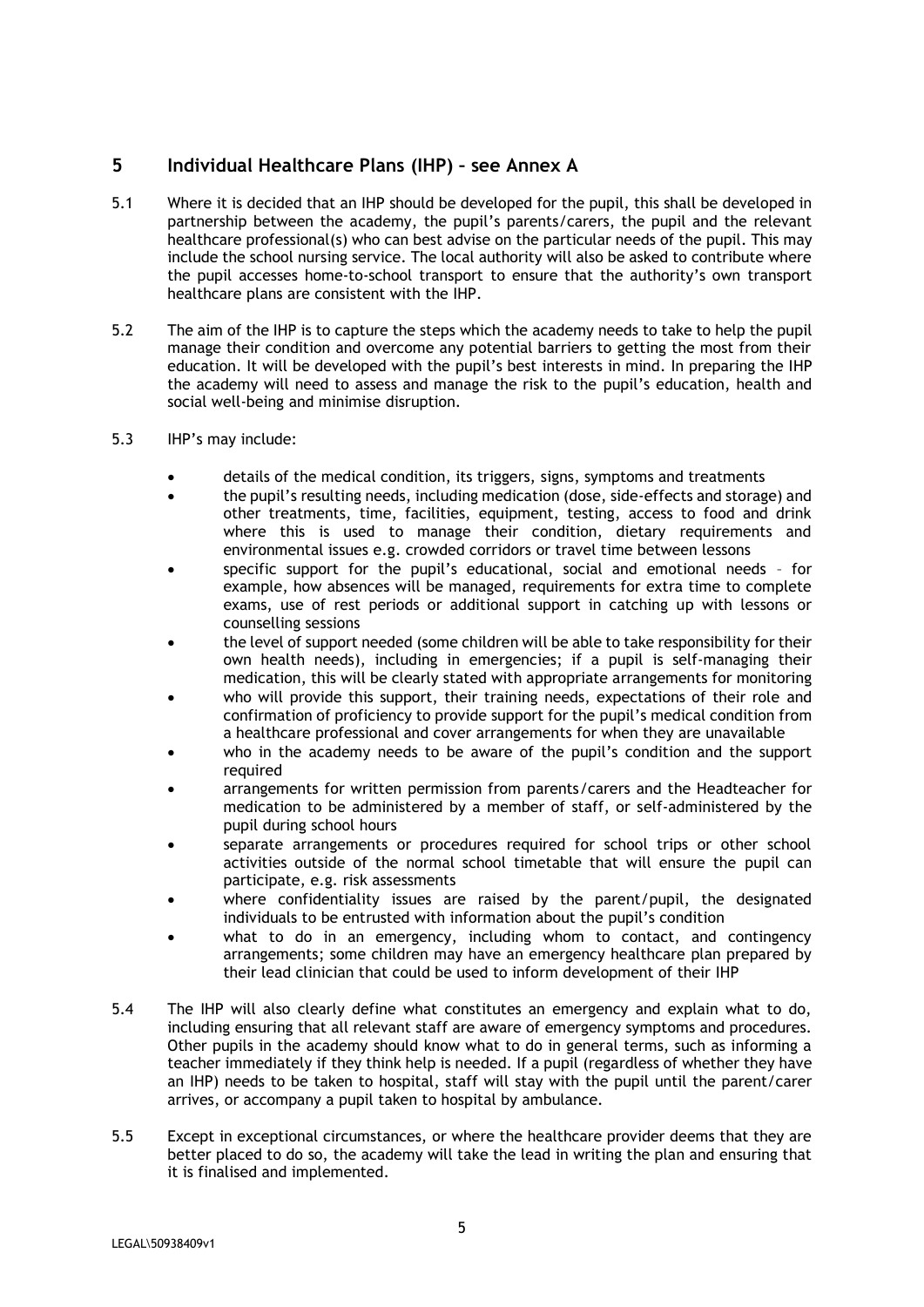## 5 Individual Healthcare Plans (IHP) – see Annex A

5.1 Where it is decided that an IHP should be developed for the pupil, this shall be developed in partnership between the academy, the pupil's parents/carers, the pupil and the relevant healthcare professional(s) who can best advise on the particular needs of the pupil. This may include the school nursing service. The local authority will also be asked to contribute where the pupil accesses home-to-school transport to ensure that the authority's own transport healthcare plans are consistent with the IHP.

5.2 The aim of the IHP is to capture the steps which the academy needs to take to help the pupil manage their condition and overcome any potential barriers to getting the most from their education. It will be developed with the pupil's best interests in mind. In preparing the IHP the academy will need to assess and manage the risk to the pupil's education, health and social well-being and minimise disruption.

5.3 IHP's may include:

- details of the medical condition, its triggers, signs, symptoms and treatments
- the pupil's resulting needs, including medication (dose, side-effects and storage) and other treatments, time, facilities, equipment, testing, access to food and drink where this is used to manage their condition, dietary requirements and environmental issues e.g. crowded corridors or travel time between lessons
- specific support for the pupil's educational, social and emotional needs – for example, how absences will be managed, requirements for extra time to complete exams, use of rest periods or additional support in catching up with lessons or counselling sessions
- the level of support needed (some children will be able to take responsibility for their own health needs), including in emergencies; if a pupil is self-managing their medication, this will be clearly stated with appropriate arrangements for monitoring
- who will provide this support, their training needs, expectations of their role and confirmation of proficiency to provide support for the pupil's medical condition from a healthcare professional and cover arrangements for when they are unavailable
- who in the academy needs to be aware of the pupil's condition and the support required
- arrangements for written permission from parents/carers and the Headteacher for medication to be administered by a member of staff, or self-administered by the pupil during school hours
- separate arrangements or procedures required for school trips or other school activities outside of the normal school timetable that will ensure the pupil can participate, e.g. risk assessments
- where confidentiality issues are raised by the parent/pupil, the designated individuals to be entrusted with information about the pupil's condition
- what to do in an emergency, including whom to contact, and contingency arrangements; some children may have an emergency healthcare plan prepared by their lead clinician that could be used to inform development of their IHP

5.4 The IHP will also clearly define what constitutes an emergency and explain what to do, including ensuring that all relevant staff are aware of emergency symptoms and procedures. Other pupils in the academy should know what to do in general terms, such as informing a teacher immediately if they think help is needed. If a pupil (regardless of whether they have an IHP) needs to be taken to hospital, staff will stay with the pupil until the parent/carer arrives, or accompany a pupil taken to hospital by ambulance.

5.5 Except in exceptional circumstances, or where the healthcare provider deems that they are better placed to do so, the academy will take the lead in writing the plan and ensuring that it is finalised and implemented.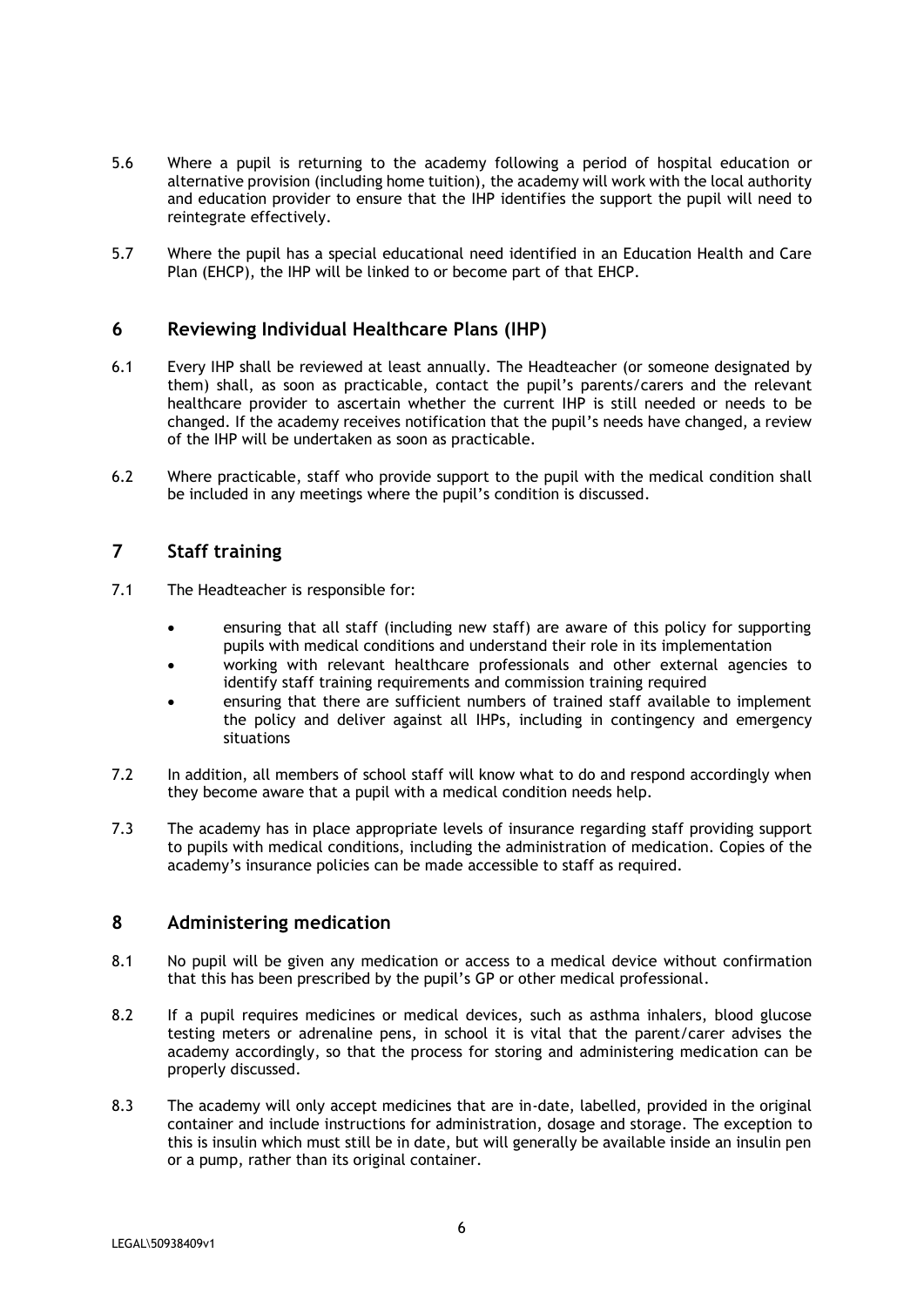5.6 Where a pupil is returning to the academy following a period of hospital education or alternative provision (including home tuition), the academy will work with the local authority and education provider to ensure that the IHP identifies the support the pupil will need to reintegrate effectively.

5.7 Where the pupil has a special educational need identified in an Education Health and Care Plan (EHCP), the IHP will be linked to or become part of that EHCP.

## 6 Reviewing Individual Healthcare Plans (IHP)

6.1 Every IHP shall be reviewed at least annually. The Headteacher (or someone designated by them) shall, as soon as practicable, contact the pupil's parents/carers and the relevant healthcare provider to ascertain whether the current IHP is still needed or needs to be changed. If the academy receives notification that the pupil's needs have changed, a review of the IHP will be undertaken as soon as practicable.

6.2 Where practicable, staff who provide support to the pupil with the medical condition shall be included in any meetings where the pupil's condition is discussed.

## 7 Staff training

7.1 The Headteacher is responsible for:

- ensuring that all staff (including new staff) are aware of this policy for supporting pupils with medical conditions and understand their role in its implementation
- working with relevant healthcare professionals and other external agencies to identify staff training requirements and commission training required
- ensuring that there are sufficient numbers of trained staff available to implement the policy and deliver against all IHPs, including in contingency and emergency situations

7.2 In addition, all members of school staff will know what to do and respond accordingly when they become aware that a pupil with a medical condition needs help.

7.3 The academy has in place appropriate levels of insurance regarding staff providing support to pupils with medical conditions, including the administration of medication. Copies of the academy's insurance policies can be made accessible to staff as required.

## 8 Administering medication

8.1 No pupil will be given any medication or access to a medical device without confirmation that this has been prescribed by the pupil's GP or other medical professional.

8.2 If a pupil requires medicines or medical devices, such as asthma inhalers, blood glucose testing meters or adrenaline pens, in school it is vital that the parent/carer advises the academy accordingly, so that the process for storing and administering medication can be properly discussed.

8.3 The academy will only accept medicines that are in-date, labelled, provided in the original container and include instructions for administration, dosage and storage. The exception to this is insulin which must still be in date, but will generally be available inside an insulin pen or a pump, rather than its original container.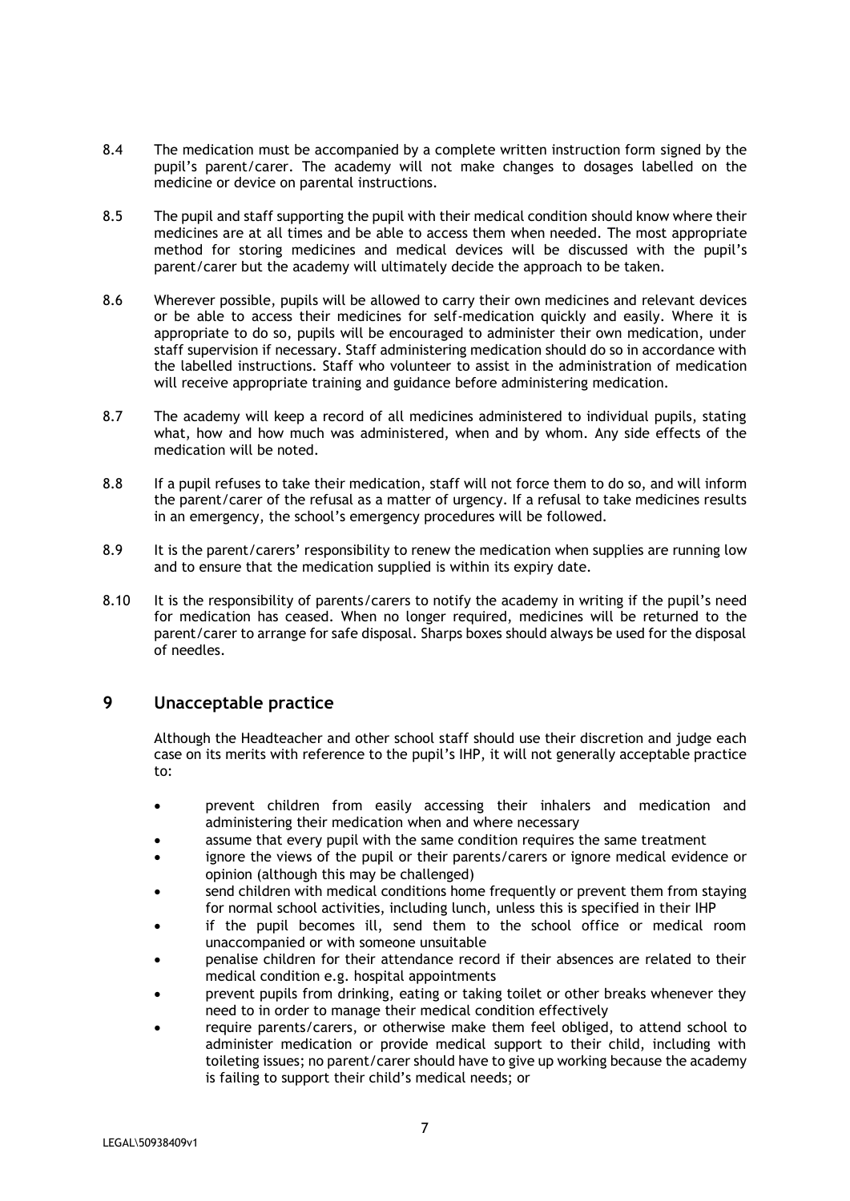8.4 The medication must be accompanied by a complete written instruction form signed by the pupil's parent/carer. The academy will not make changes to dosages labelled on the medicine or device on parental instructions.

8.5 The pupil and staff supporting the pupil with their medical condition should know where their medicines are at all times and be able to access them when needed. The most appropriate method for storing medicines and medical devices will be discussed with the pupil's parent/carer but the academy will ultimately decide the approach to be taken.

8.6 Wherever possible, pupils will be allowed to carry their own medicines and relevant devices or be able to access their medicines for self-medication quickly and easily. Where it is appropriate to do so, pupils will be encouraged to administer their own medication, under staff supervision if necessary. Staff administering medication should do so in accordance with the labelled instructions. Staff who volunteer to assist in the administration of medication will receive appropriate training and guidance before administering medication.

8.7 The academy will keep a record of all medicines administered to individual pupils, stating what, how and how much was administered, when and by whom. Any side effects of the medication will be noted.

8.8 If a pupil refuses to take their medication, staff will not force them to do so, and will inform the parent/carer of the refusal as a matter of urgency. If a refusal to take medicines results in an emergency, the school's emergency procedures will be followed.

8.9 It is the parent/carers' responsibility to renew the medication when supplies are running low and to ensure that the medication supplied is within its expiry date.

8.10 It is the responsibility of parents/carers to notify the academy in writing if the pupil's need for medication has ceased. When no longer required, medicines will be returned to the parent/carer to arrange for safe disposal. Sharps boxes should always be used for the disposal of needles.

## 9 Unacceptable practice

Although the Headteacher and other school staff should use their discretion and judge each case on its merits with reference to the pupil's IHP, it will not generally acceptable practice to:

- prevent children from easily accessing their inhalers and medication and administering their medication when and where necessary
- assume that every pupil with the same condition requires the same treatment
- ignore the views of the pupil or their parents/carers or ignore medical evidence or opinion (although this may be challenged)
- send children with medical conditions home frequently or prevent them from staying for normal school activities, including lunch, unless this is specified in their IHP
- if the pupil becomes ill, send them to the school office or medical room unaccompanied or with someone unsuitable
- penalise children for their attendance record if their absences are related to their medical condition e.g. hospital appointments
- prevent pupils from drinking, eating or taking toilet or other breaks whenever they need to in order to manage their medical condition effectively
- require parents/carers, or otherwise make them feel obliged, to attend school to administer medication or provide medical support to their child, including with toileting issues; no parent/carer should have to give up working because the academy is failing to support their child's medical needs; or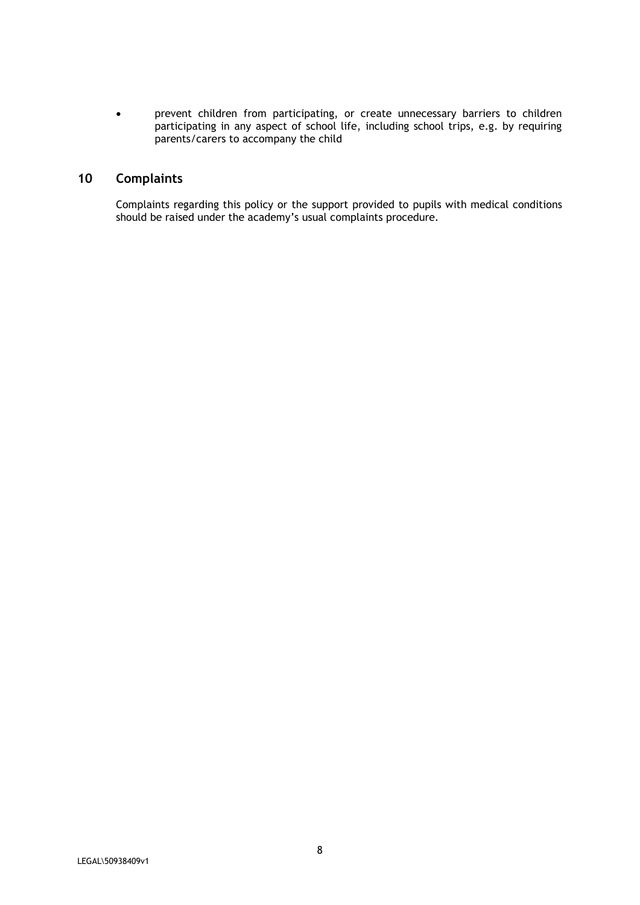- prevent children from participating, or create unnecessary barriers to children participating in any aspect of school life, including school trips, e.g. by requiring parents/carers to accompany the child

## 10 Complaints

Complaints regarding this policy or the support provided to pupils with medical conditions should be raised under the academy's usual complaints procedure.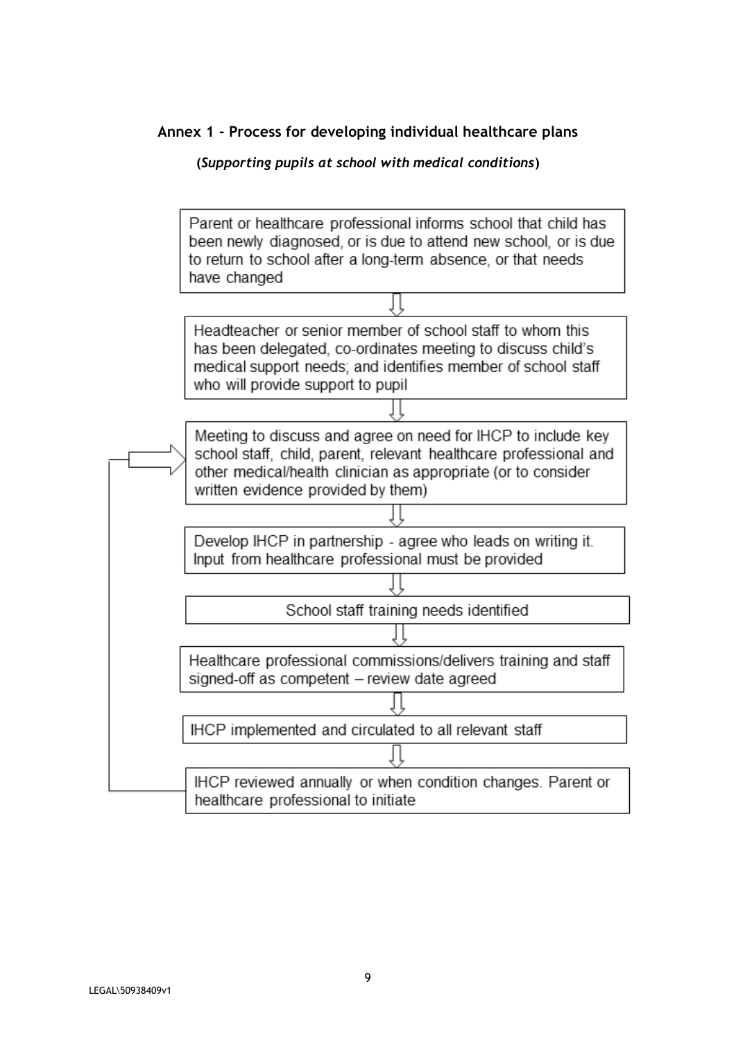## Annex 1 - Process for developing individual healthcare plans

**(*Supporting pupils at school with medical conditions*)**

Parent or healthcare professional informs school that child has been newly diagnosed, or is due to attend new school, or is due to return to school after a long-term absence, or that needs have changed

⇩

Headteacher or senior member of school staff to whom this has been delegated, co-ordinates meeting to discuss child's medical support needs; and identifies member of school staff who will provide support to pupil

⇩

Meeting to discuss and agree on need for IHCP to include key school staff, child, parent, relevant healthcare professional and other medical/health clinician as appropriate (or to consider written evidence provided by them)

⇩

Develop IHCP in partnership - agree who leads on writing it. Input from healthcare professional must be provided

⇩

School staff training needs identified

⇩

Healthcare professional commissions/delivers training and staff signed-off as competent – review date agreed

⇩

IHCP implemented and circulated to all relevant staff

⇩

IHCP reviewed annually or when condition changes. Parent or healthcare professional to initiate (returns to "Meeting to discuss and agree on need for IHCP" step)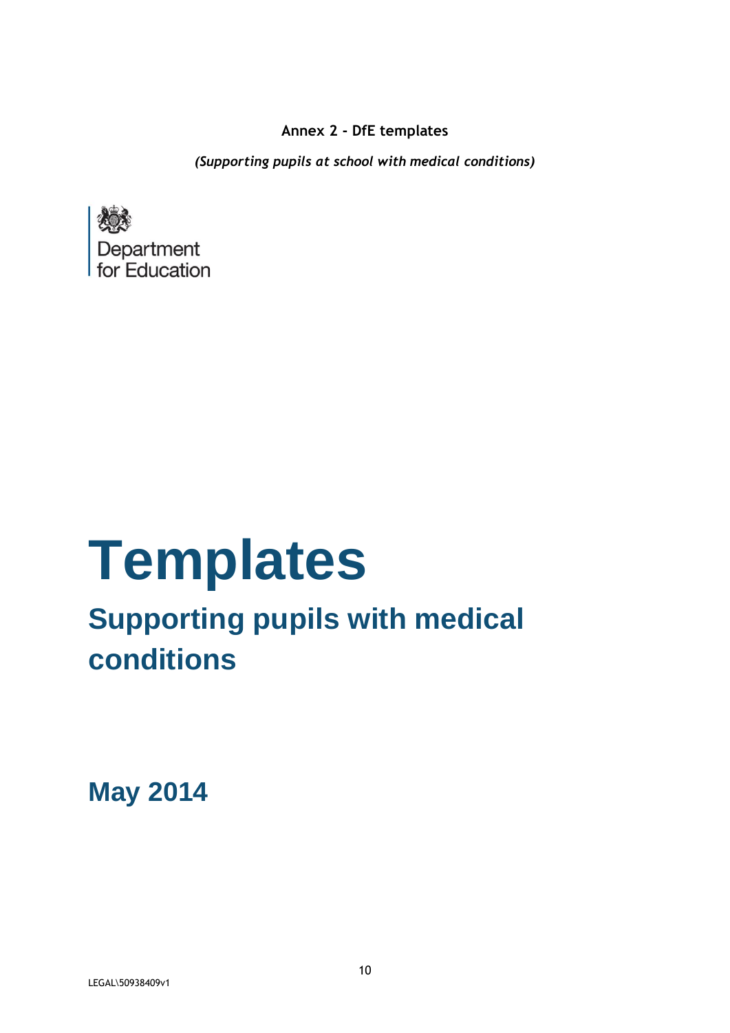**Annex 2 - DfE templates**

*(Supporting pupils at school with medical conditions)*

Department for Education

# Templates

## Supporting pupils with medical conditions

## May 2014

LEGAL\50938409v1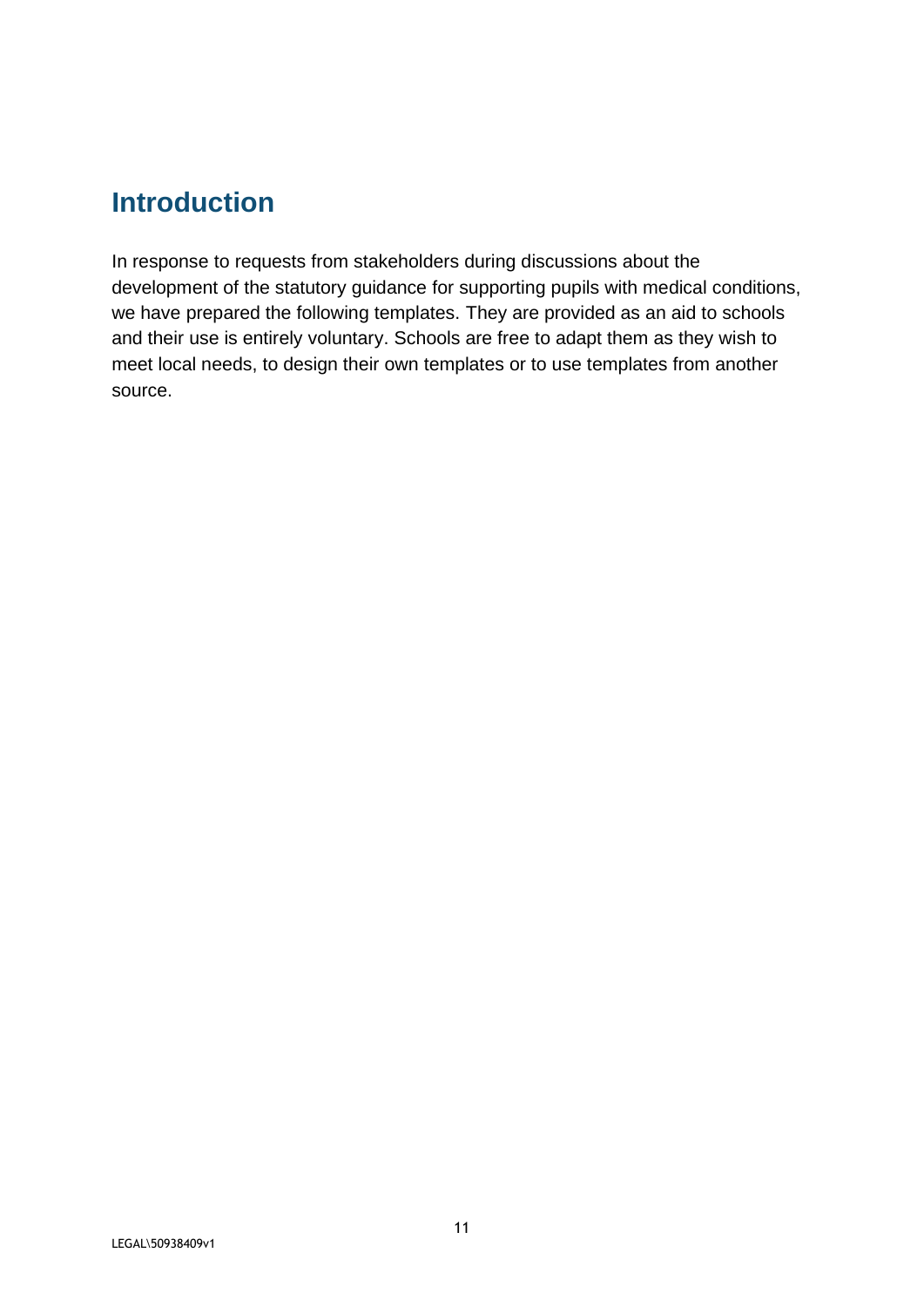## Introduction

In response to requests from stakeholders during discussions about the development of the statutory guidance for supporting pupils with medical conditions, we have prepared the following templates. They are provided as an aid to schools and their use is entirely voluntary. Schools are free to adapt them as they wish to meet local needs, to design their own templates or to use templates from another source.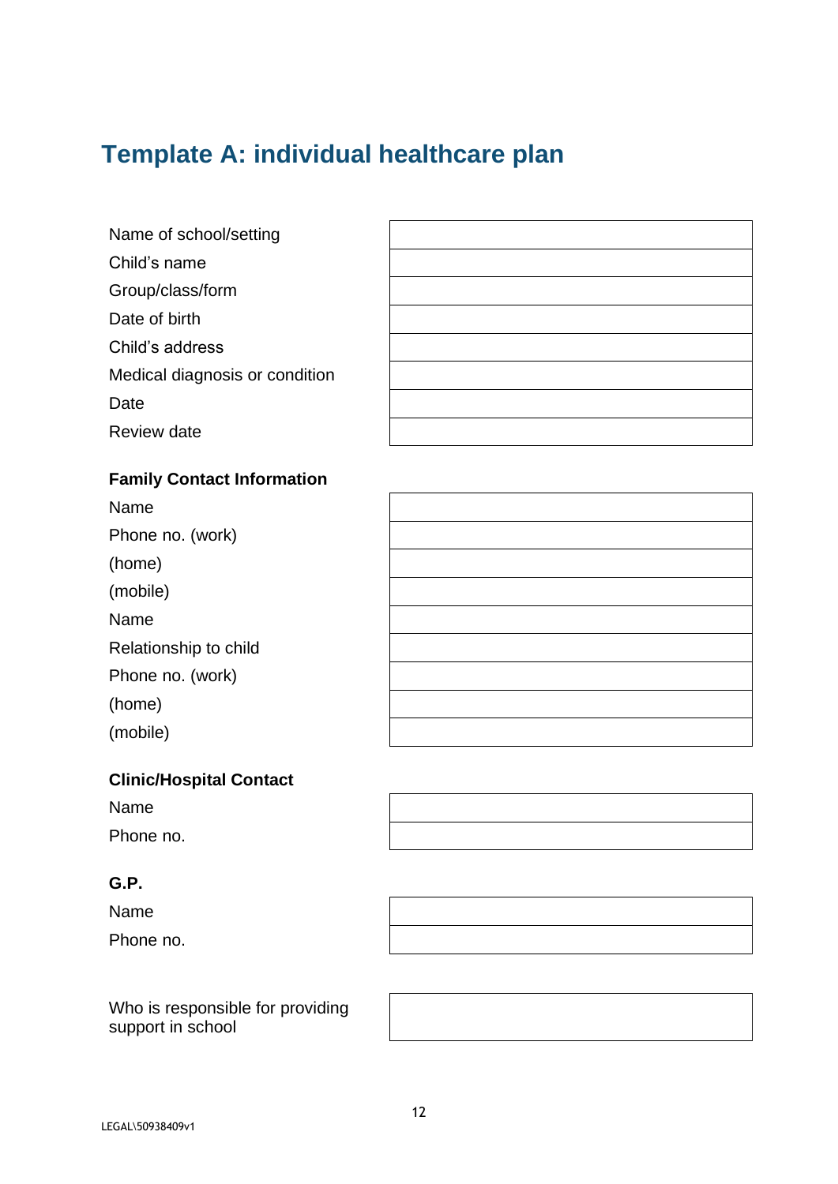# Template A: individual healthcare plan

| | |
|---|---|
| Name of school/setting | |
| Child's name | |
| Group/class/form | |
| Date of birth | |
| Child's address | |
| Medical diagnosis or condition | |
| Date | |
| Review date | |

**Family Contact Information**

| | |
|---|---|
| Name | |
| Phone no. (work) | |
| (home) | |
| (mobile) | |
| Name | |
| Relationship to child | |
| Phone no. (work) | |
| (home) | |
| (mobile) | |

**Clinic/Hospital Contact**

| | |
|---|---|
| Name | |
| Phone no. | |

**G.P.**

| | |
|---|---|
| Name | |
| Phone no. | |

| | |
|---|---|
| Who is responsible for providing support in school | |

LEGAL\50938409v1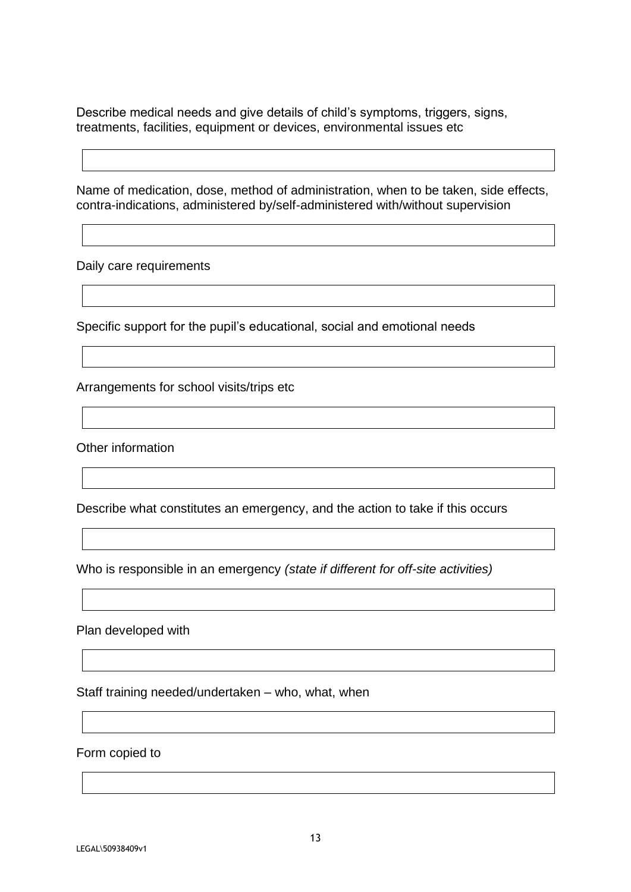Describe medical needs and give details of child's symptoms, triggers, signs, treatments, facilities, equipment or devices, environmental issues etc

| |
|---|
| |

Name of medication, dose, method of administration, when to be taken, side effects, contra-indications, administered by/self-administered with/without supervision

| |
|---|
| |

Daily care requirements

| |
|---|
| |

Specific support for the pupil's educational, social and emotional needs

| |
|---|
| |

Arrangements for school visits/trips etc

| |
|---|
| |

Other information

| |
|---|
| |

Describe what constitutes an emergency, and the action to take if this occurs

| |
|---|
| |

Who is responsible in an emergency *(state if different for off-site activities)*

| |
|---|
| |

Plan developed with

| |
|---|
| |

Staff training needed/undertaken – who, what, when

| |
|---|
| |

Form copied to

| |
|---|
| |

LEGAL\50938409v1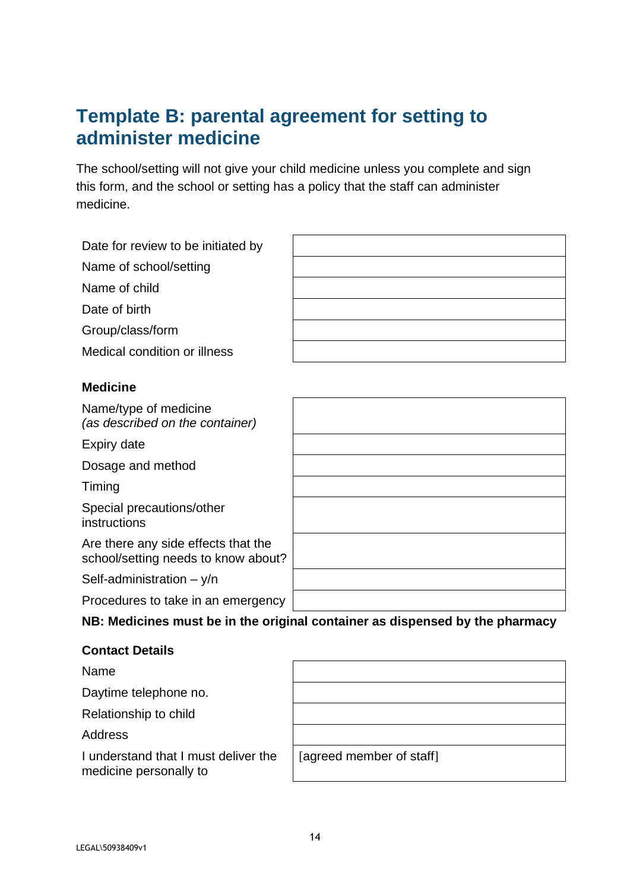## Template B: parental agreement for setting to administer medicine

The school/setting will not give your child medicine unless you complete and sign this form, and the school or setting has a policy that the staff can administer medicine.

| | |
|---|---|
| Date for review to be initiated by | |
| Name of school/setting | |
| Name of child | |
| Date of birth | |
| Group/class/form | |
| Medical condition or illness | |

**Medicine**

| | |
|---|---|
| Name/type of medicine *(as described on the container)* | |
| Expiry date | |
| Dosage and method | |
| Timing | |
| Special precautions/other instructions | |
| Are there any side effects that the school/setting needs to know about? | |
| Self-administration – y/n | |
| Procedures to take in an emergency | |

**NB: Medicines must be in the original container as dispensed by the pharmacy**

**Contact Details**

| | |
|---|---|
| Name | |
| Daytime telephone no. | |
| Relationship to child | |
| Address | |
| I understand that I must deliver the medicine personally to | [agreed member of staff] |

LEGAL\50938409v1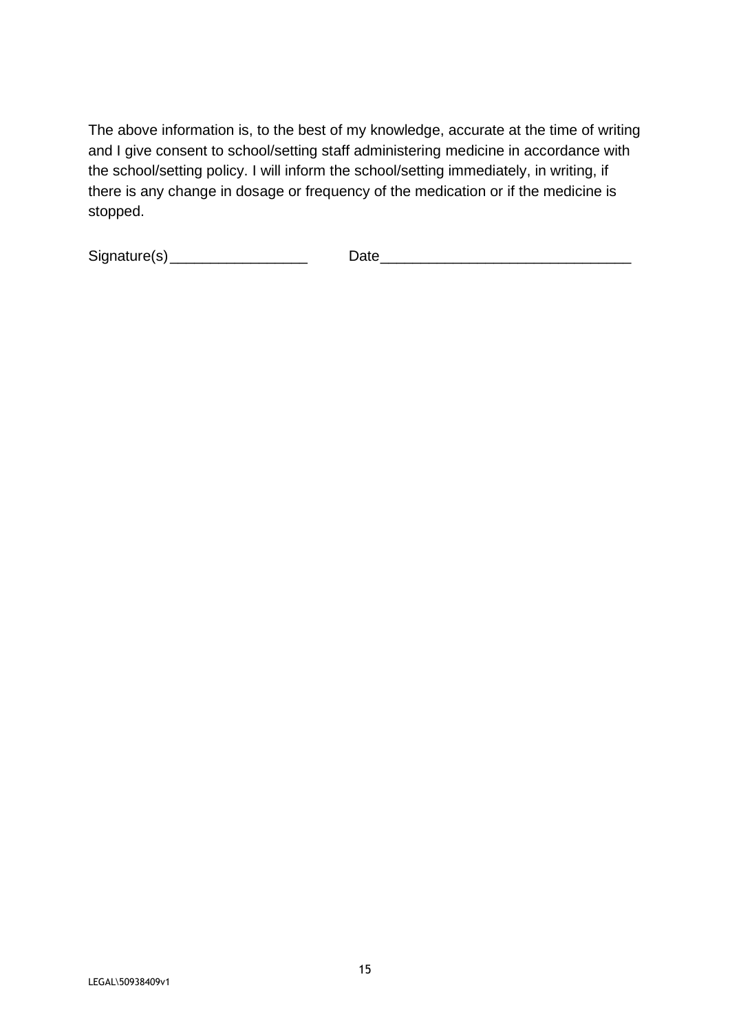The above information is, to the best of my knowledge, accurate at the time of writing and I give consent to school/setting staff administering medicine in accordance with the school/setting policy. I will inform the school/setting immediately, in writing, if there is any change in dosage or frequency of the medication or if the medicine is stopped.

Signature(s)_________________ Date_______________________________

LEGAL\50938409v1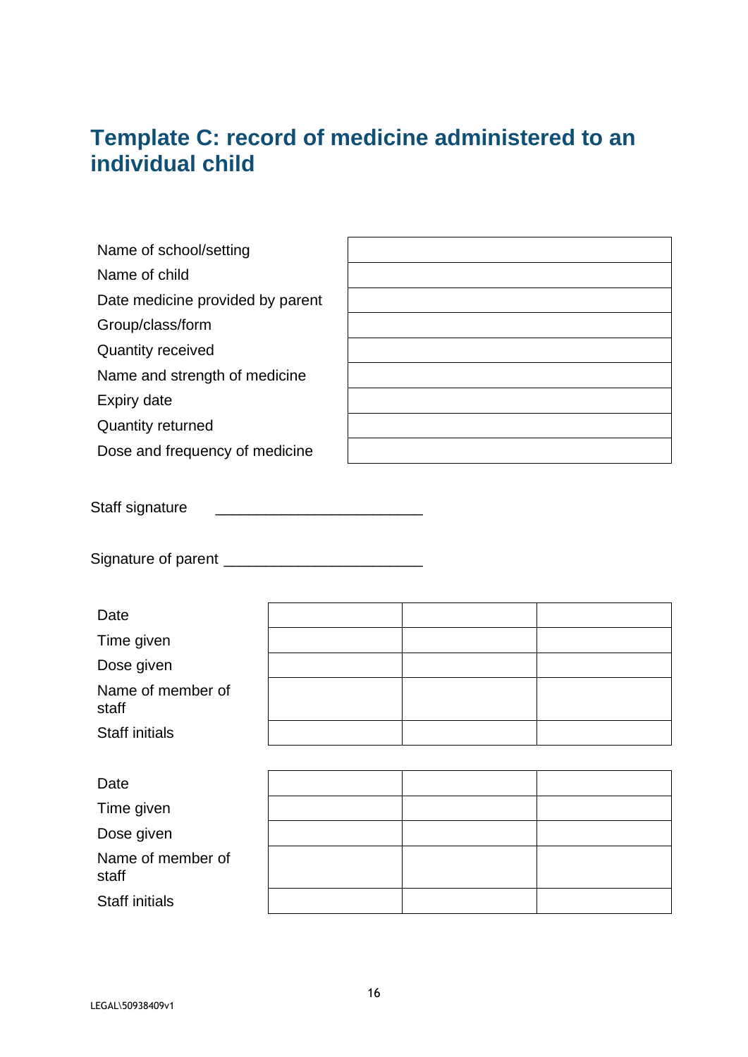# Template C: record of medicine administered to an individual child

| | |
|---|---|
| Name of school/setting | |
| Name of child | |
| Date medicine provided by parent | |
| Group/class/form | |
| Quantity received | |
| Name and strength of medicine | |
| Expiry date | |
| Quantity returned | |
| Dose and frequency of medicine | |

Staff signature ________________________

Signature of parent ________________________

| | | | |
|---|---|---|---|
| Date | | | |
| Time given | | | |
| Dose given | | | |
| Name of member of staff | | | |
| Staff initials | | | |

| | | | |
|---|---|---|---|
| Date | | | |
| Time given | | | |
| Dose given | | | |
| Name of member of staff | | | |
| Staff initials | | | |

LEGAL\50938409v1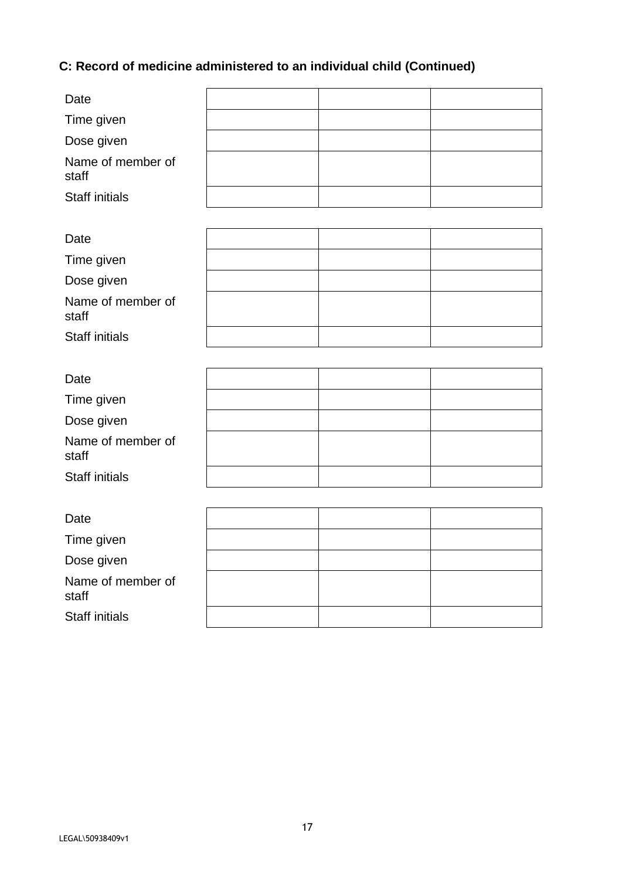### C: Record of medicine administered to an individual child (Continued)

| | | | |
|---|---|---|---|
| Date | | | |
| Time given | | | |
| Dose given | | | |
| Name of member of staff | | | |
| Staff initials | | | |

| | | | |
|---|---|---|---|
| Date | | | |
| Time given | | | |
| Dose given | | | |
| Name of member of staff | | | |
| Staff initials | | | |

| | | | |
|---|---|---|---|
| Date | | | |
| Time given | | | |
| Dose given | | | |
| Name of member of staff | | | |
| Staff initials | | | |

| | | | |
|---|---|---|---|
| Date | | | |
| Time given | | | |
| Dose given | | | |
| Name of member of staff | | | |
| Staff initials | | | |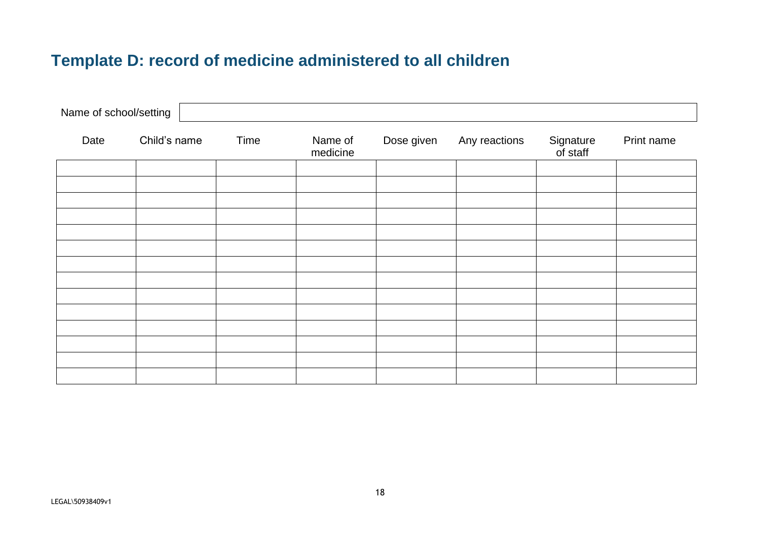## Template D: record of medicine administered to all children

Name of school/setting

| Date | Child's name | Time | Name of medicine | Dose given | Any reactions | Signature of staff | Print name |
|---|---|---|---|---|---|---|---|
| | | | | | | | |
| | | | | | | | |
| | | | | | | | |
| | | | | | | | |
| | | | | | | | |
| | | | | | | | |
| | | | | | | | |
| | | | | | | | |
| | | | | | | | |
| | | | | | | | |
| | | | | | | | |
| | | | | | | | |
| | | | | | | | |
| | | | | | | | |

LEGAL\50938409v1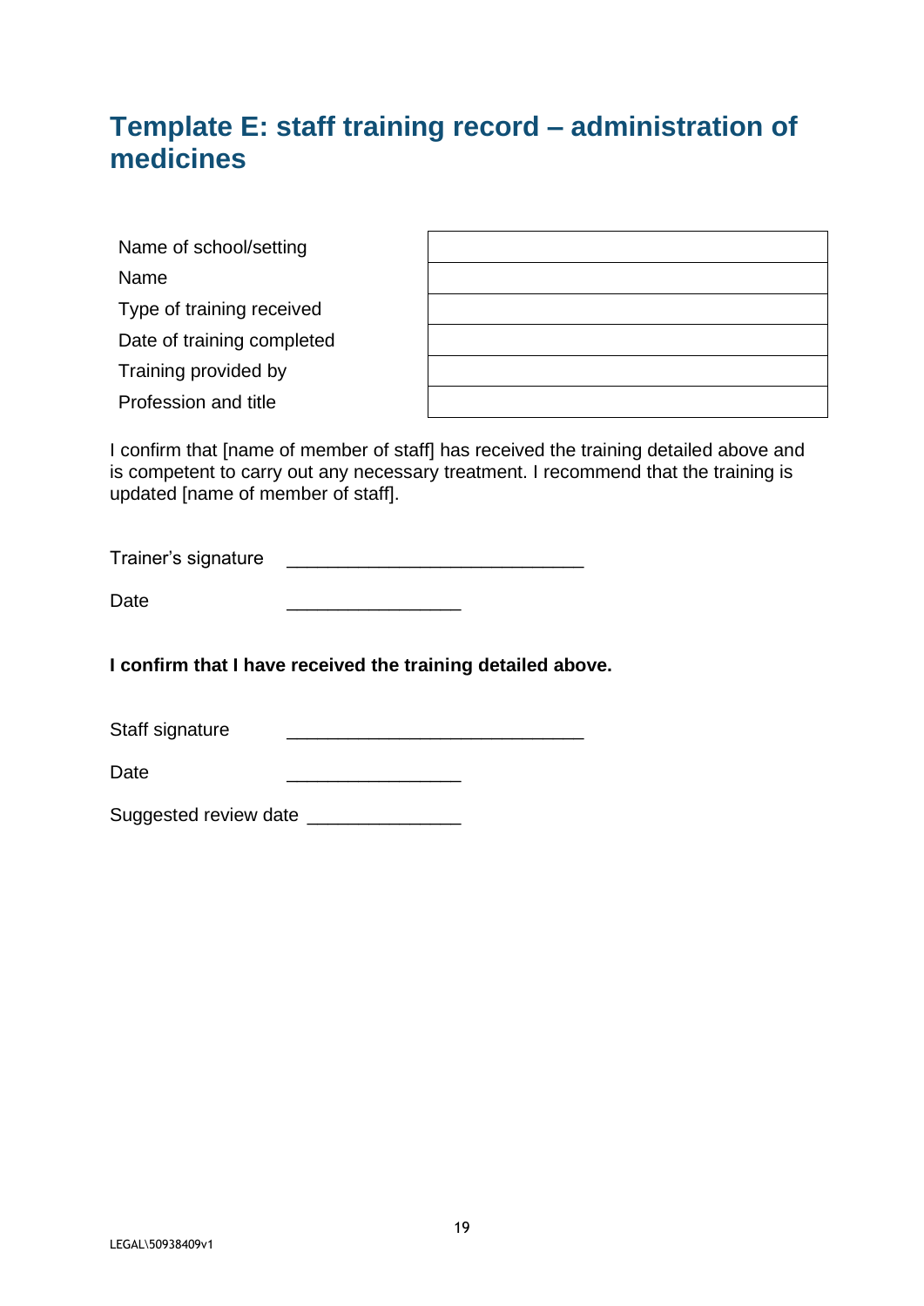# Template E: staff training record – administration of medicines

| | |
|---|---|
| Name of school/setting | |
| Name | |
| Type of training received | |
| Date of training completed | |
| Training provided by | |
| Profession and title | |

I confirm that [name of member of staff] has received the training detailed above and is competent to carry out any necessary treatment. I recommend that the training is updated [name of member of staff].

Trainer's signature ____________________________

Date ________________

**I confirm that I have received the training detailed above.**

Staff signature ____________________________

Date ________________

Suggested review date ______________

LEGAL\50938409v1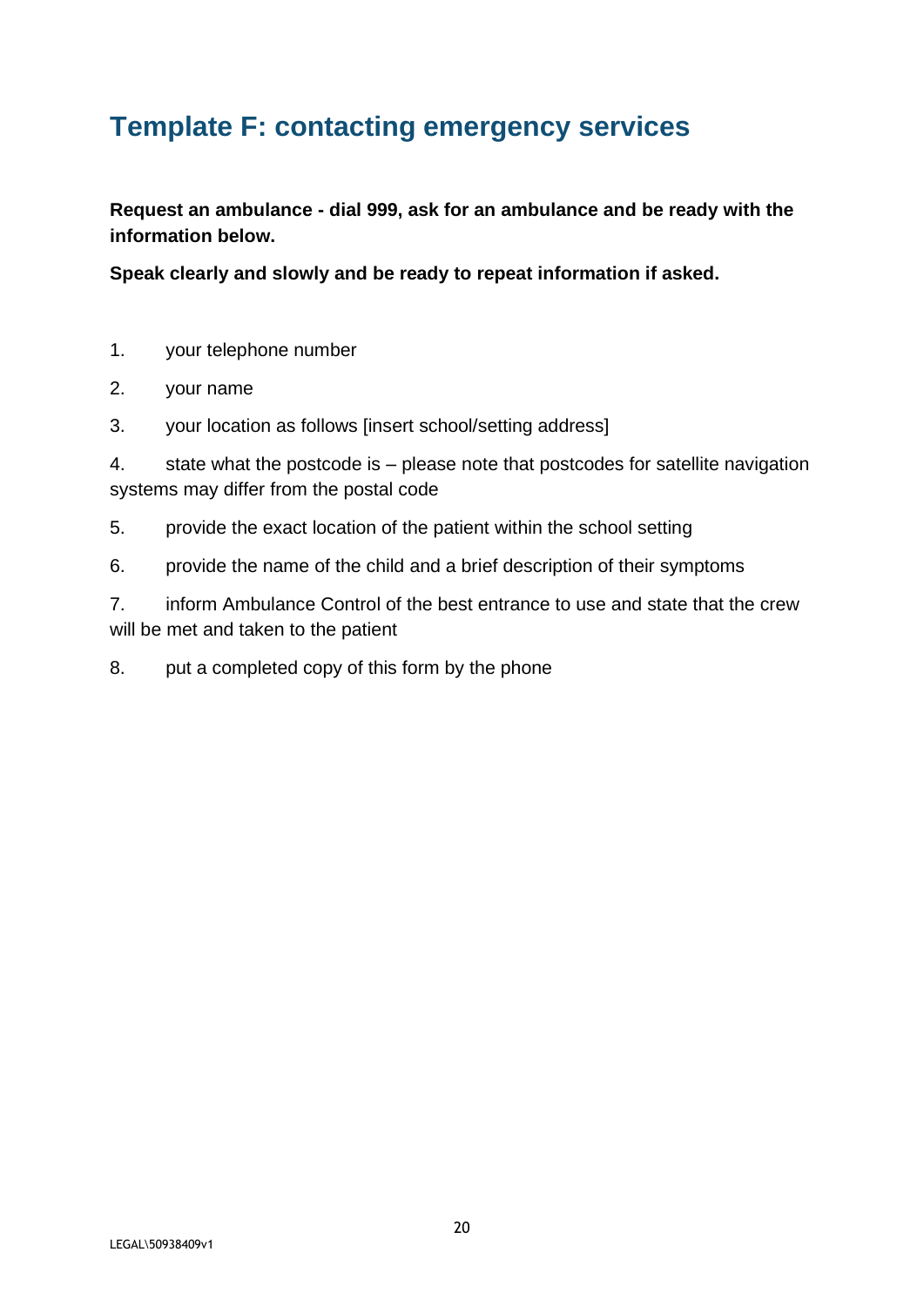# Template F: contacting emergency services

**Request an ambulance - dial 999, ask for an ambulance and be ready with the information below.**

**Speak clearly and slowly and be ready to repeat information if asked.**

1. your telephone number
2. your name
3. your location as follows [insert school/setting address]
4. state what the postcode is – please note that postcodes for satellite navigation systems may differ from the postal code
5. provide the exact location of the patient within the school setting
6. provide the name of the child and a brief description of their symptoms
7. inform Ambulance Control of the best entrance to use and state that the crew will be met and taken to the patient
8. put a completed copy of this form by the phone

LEGAL\50938409v1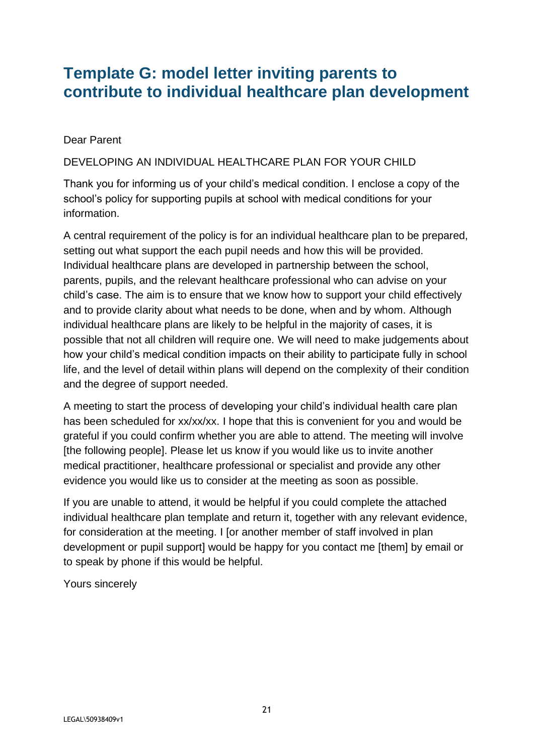# Template G: model letter inviting parents to contribute to individual healthcare plan development

Dear Parent

DEVELOPING AN INDIVIDUAL HEALTHCARE PLAN FOR YOUR CHILD

Thank you for informing us of your child's medical condition. I enclose a copy of the school's policy for supporting pupils at school with medical conditions for your information.

A central requirement of the policy is for an individual healthcare plan to be prepared, setting out what support the each pupil needs and how this will be provided. Individual healthcare plans are developed in partnership between the school, parents, pupils, and the relevant healthcare professional who can advise on your child's case. The aim is to ensure that we know how to support your child effectively and to provide clarity about what needs to be done, when and by whom. Although individual healthcare plans are likely to be helpful in the majority of cases, it is possible that not all children will require one. We will need to make judgements about how your child's medical condition impacts on their ability to participate fully in school life, and the level of detail within plans will depend on the complexity of their condition and the degree of support needed.

A meeting to start the process of developing your child's individual health care plan has been scheduled for xx/xx/xx. I hope that this is convenient for you and would be grateful if you could confirm whether you are able to attend. The meeting will involve [the following people]. Please let us know if you would like us to invite another medical practitioner, healthcare professional or specialist and provide any other evidence you would like us to consider at the meeting as soon as possible.

If you are unable to attend, it would be helpful if you could complete the attached individual healthcare plan template and return it, together with any relevant evidence, for consideration at the meeting. I [or another member of staff involved in plan development or pupil support] would be happy for you contact me [them] by email or to speak by phone if this would be helpful.

Yours sincerely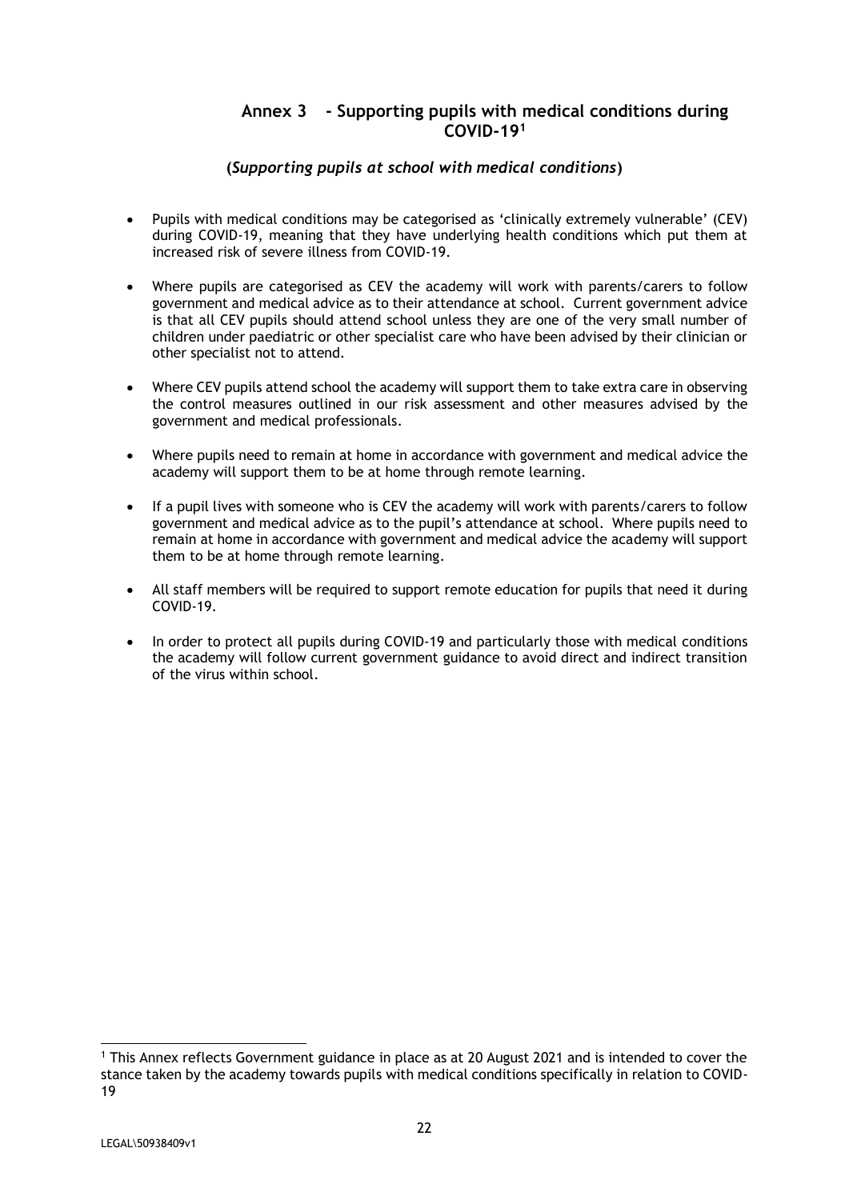## Annex 3 - Supporting pupils with medical conditions during COVID-19[1]

**(*Supporting pupils at school with medical conditions*)**

- Pupils with medical conditions may be categorised as 'clinically extremely vulnerable' (CEV) during COVID-19, meaning that they have underlying health conditions which put them at increased risk of severe illness from COVID-19.
- Where pupils are categorised as CEV the academy will work with parents/carers to follow government and medical advice as to their attendance at school. Current government advice is that all CEV pupils should attend school unless they are one of the very small number of children under paediatric or other specialist care who have been advised by their clinician or other specialist not to attend.
- Where CEV pupils attend school the academy will support them to take extra care in observing the control measures outlined in our risk assessment and other measures advised by the government and medical professionals.
- Where pupils need to remain at home in accordance with government and medical advice the academy will support them to be at home through remote learning.
- If a pupil lives with someone who is CEV the academy will work with parents/carers to follow government and medical advice as to the pupil's attendance at school. Where pupils need to remain at home in accordance with government and medical advice the academy will support them to be at home through remote learning.
- All staff members will be required to support remote education for pupils that need it during COVID-19.
- In order to protect all pupils during COVID-19 and particularly those with medical conditions the academy will follow current government guidance to avoid direct and indirect transition of the virus within school.

[1] This Annex reflects Government guidance in place as at 20 August 2021 and is intended to cover the stance taken by the academy towards pupils with medical conditions specifically in relation to COVID-19